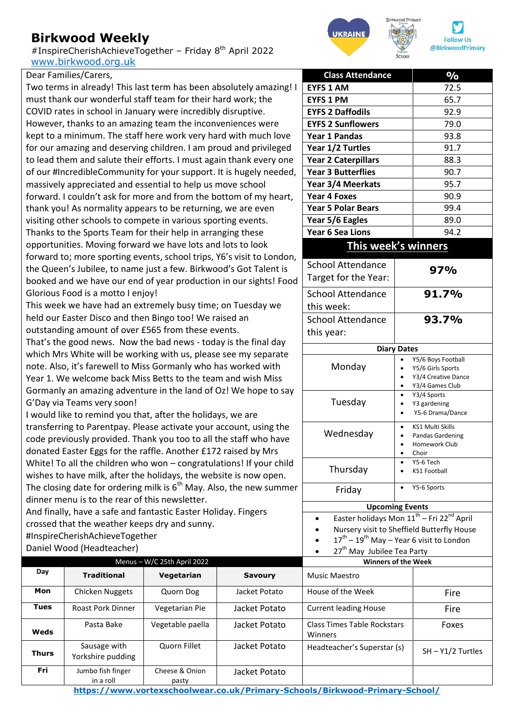# Birkwood Weekly

#InspireCherishAchieveTogether – Friday 8th April 2022

www.birkwood.org.uk

Follow Us @BirkwoodPrimary

Dear Families/Carers,

Two terms in already! This last term has been absolutely amazing! I must thank our wonderful staff team for their hard work; the COVID rates in school in January were incredibly disruptive. However, thanks to an amazing team the inconveniences were kept to a minimum. The staff here work very hard with much love for our amazing and deserving children. I am proud and privileged to lead them and salute their efforts. I must again thank every one of our #IncredibleCommunity for your support. It is hugely needed, massively appreciated and essential to help us move school forward. I couldn't ask for more and from the bottom of my heart, thank you! As normality appears to be returning, we are even visiting other schools to compete in various sporting events. Thanks to the Sports Team for their help in arranging these opportunities. Moving forward we have lots and lots to look forward to; more sporting events, school trips, Y6's visit to London, the Queen's Jubilee, to name just a few. Birkwood's Got Talent is booked and we have our end of year production in our sights! Food Glorious Food is a motto I enjoy!

This week we have had an extremely busy time; on Tuesday we held our Easter Disco and then Bingo too! We raised an outstanding amount of over £565 from these events.

That's the good news. Now the bad news - today is the final day which Mrs White will be working with us, please see my separate note. Also, it's farewell to Miss Gormanly who has worked with Year 1. We welcome back Miss Betts to the team and wish Miss Gormanly an amazing adventure in the land of Oz! We hope to say G'Day via Teams very soon!

I would like to remind you that, after the holidays, we are transferring to Parentpay. Please activate your account, using the code previously provided. Thank you too to all the staff who have donated Easter Eggs for the raffle. Another £172 raised by Mrs White! To all the children who won – congratulations! If your child wishes to have milk, after the holidays, the website is now open. The closing date for ordering milk is 6th May. Also, the new summer dinner menu is to the rear of this newsletter.

And finally, have a safe and fantastic Easter Holiday. Fingers crossed that the weather keeps dry and sunny.

#InspireCherishAchieveTogether

Daniel Wood (Headteacher)

| Class Attendance | % |
|---|---|
| EYFS 1 AM | 72.5 |
| EYFS 1 PM | 65.7 |
| EYFS 2 Daffodils | 92.9 |
| EYFS 2 Sunflowers | 79.0 |
| Year 1 Pandas | 93.8 |
| Year 1/2 Turtles | 91.7 |
| Year 2 Caterpillars | 88.3 |
| Year 3 Butterflies | 90.7 |
| Year 3/4 Meerkats | 95.7 |
| Year 4 Foxes | 90.9 |
| Year 5 Polar Bears | 99.4 |
| Year 5/6 Eagles | 89.0 |
| Year 6 Sea Lions | 94.2 |

## This week's winners

| | |
|---|---|
| School Attendance Target for the Year: | **97%** |
| School Attendance this week: | **91.7%** |
| School Attendance this year: | **93.7%** |

**Diary Dates**

| Day | Activities |
|---|---|
| Monday | Y5/6 Boys Football; Y5/6 Girls Sports; Y3/4 Creative Dance; Y3/4 Games Club |
| Tuesday | Y3/4 Sports; Y3 gardening; Y5-6 Drama/Dance |
| Wednesday | KS1 Multi Skills; Pandas Gardening; Homework Club; Choir |
| Thursday | Y5-6 Tech; KS1 Football |
| Friday | Y5-6 Sports |

**Upcoming Events**

- Easter holidays Mon 11th – Fri 22nd April
- Nursery visit to Sheffield Butterfly House
- 17th – 19th May – Year 6 visit to London
- 27th May Jubilee Tea Party

**Winners of the Week**

| | |
|---|---|
| Music Maestro | |
| House of the Week | Fire |
| Current leading House | Fire |
| Class Times Table Rockstars Winners | Foxes |
| Headteacher's Superstar (s) | SH – Y1/2 Turtles |

**Menus – W/C 25th April 2022**

| Day | Traditional | Vegetarian | Savoury |
|---|---|---|---|
| Mon | Chicken Nuggets | Quorn Dog | Jacket Potato |
| Tues | Roast Pork Dinner | Vegetarian Pie | Jacket Potato |
| Weds | Pasta Bake | Vegetable paella | Jacket Potato |
| Thurs | Sausage with Yorkshire pudding | Quorn Fillet | Jacket Potato |
| Fri | Jumbo fish finger in a roll | Cheese & Onion pasty | Jacket Potato |

https://www.vortexschoolwear.co.uk/Primary-Schools/Birkwood-Primary-School/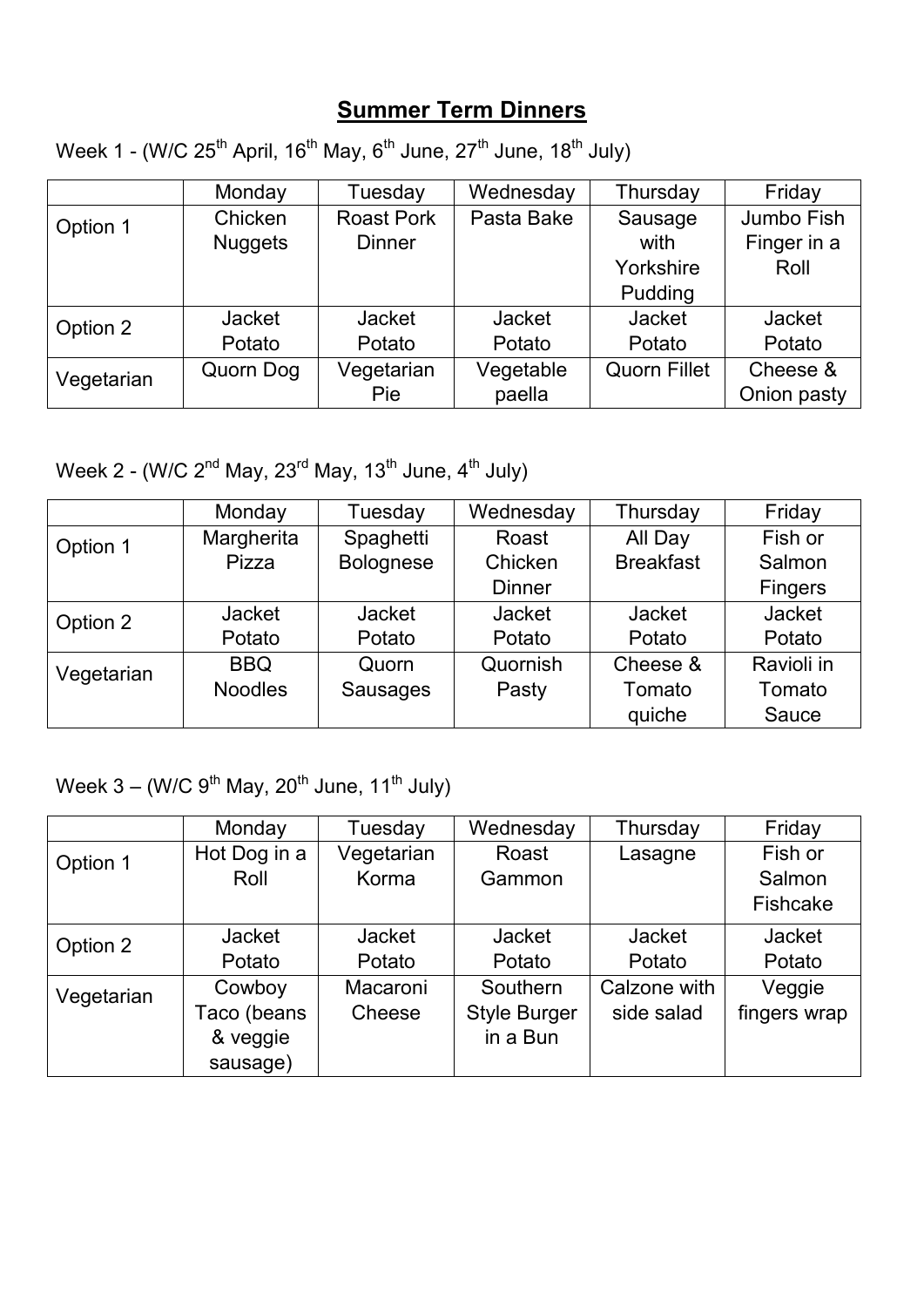# Summer Term Dinners

Week 1 - (W/C 25th April, 16th May, 6th June, 27th June, 18th July)

| | Monday | Tuesday | Wednesday | Thursday | Friday |
|---|---|---|---|---|---|
| Option 1 | Chicken Nuggets | Roast Pork Dinner | Pasta Bake | Sausage with Yorkshire Pudding | Jumbo Fish Finger in a Roll |
| Option 2 | Jacket Potato | Jacket Potato | Jacket Potato | Jacket Potato | Jacket Potato |
| Vegetarian | Quorn Dog | Vegetarian Pie | Vegetable paella | Quorn Fillet | Cheese & Onion pasty |

Week 2 - (W/C 2nd May, 23rd May, 13th June, 4th July)

| | Monday | Tuesday | Wednesday | Thursday | Friday |
|---|---|---|---|---|---|
| Option 1 | Margherita Pizza | Spaghetti Bolognese | Roast Chicken Dinner | All Day Breakfast | Fish or Salmon Fingers |
| Option 2 | Jacket Potato | Jacket Potato | Jacket Potato | Jacket Potato | Jacket Potato |
| Vegetarian | BBQ Noodles | Quorn Sausages | Quornish Pasty | Cheese & Tomato quiche | Ravioli in Tomato Sauce |

Week 3 – (W/C 9th May, 20th June, 11th July)

| | Monday | Tuesday | Wednesday | Thursday | Friday |
|---|---|---|---|---|---|
| Option 1 | Hot Dog in a Roll | Vegetarian Korma | Roast Gammon | Lasagne | Fish or Salmon Fishcake |
| Option 2 | Jacket Potato | Jacket Potato | Jacket Potato | Jacket Potato | Jacket Potato |
| Vegetarian | Cowboy Taco (beans & veggie sausage) | Macaroni Cheese | Southern Style Burger in a Bun | Calzone with side salad | Veggie fingers wrap |